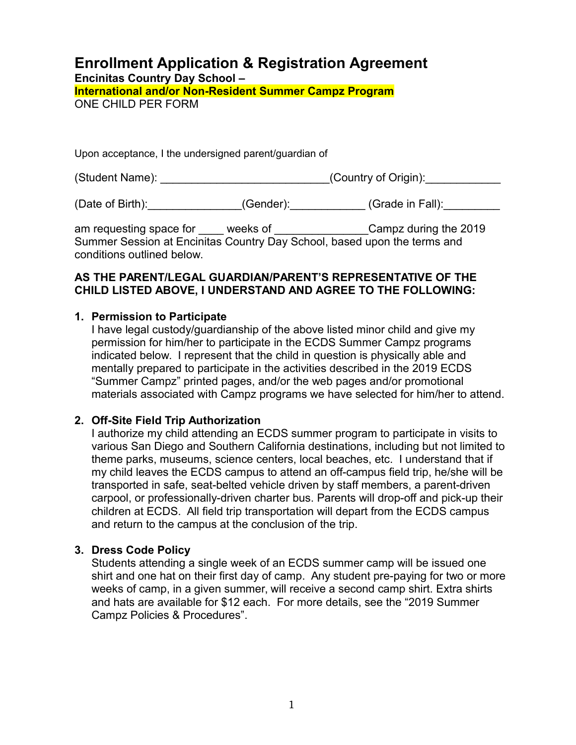# Enrollment Application & Registration Agreement

**Encitas Country Day School –**

**International and/or Non-Resident Summer Campz Program**

ONE CHILD PER FORM

Upon acceptance, I the undersigned parent/guardian of

(Student Name): ___________________________(Country of Origin):____________

(Date of Birth):_______________(Gender):____________ (Grade in Fall):_________

am requesting space for ____ weeks of _______________Campz during the 2019 Summer Session at Encinitas Country Day School, based upon the terms and conditions outlined below.

**AS THE PARENT/LEGAL GUARDIAN/PARENT'S REPRESENTATIVE OF THE CHILD LISTED ABOVE, I UNDERSTAND AND AGREE TO THE FOLLOWING:**

1. **Permission to Participate**
   I have legal custody/guardianship of the above listed minor child and give my permission for him/her to participate in the ECDS Summer Campz programs indicated below. I represent that the child in question is physically able and mentally prepared to participate in the activities described in the 2019 ECDS "Summer Campz" printed pages, and/or the web pages and/or promotional materials associated with Campz programs we have selected for him/her to attend.

2. **Off-Site Field Trip Authorization**
   I authorize my child attending an ECDS summer program to participate in visits to various San Diego and Southern California destinations, including but not limited to theme parks, museums, science centers, local beaches, etc. I understand that if my child leaves the ECDS campus to attend an off-campus field trip, he/she will be transported in safe, seat-belted vehicle driven by staff members, a parent-driven carpool, or professionally-driven charter bus. Parents will drop-off and pick-up their children at ECDS. All field trip transportation will depart from the ECDS campus and return to the campus at the conclusion of the trip.

3. **Dress Code Policy**
   Students attending a single week of an ECDS summer camp will be issued one shirt and one hat on their first day of camp. Any student pre-paying for two or more weeks of camp, in a given summer, will receive a second camp shirt. Extra shirts and hats are available for $12 each. For more details, see the "2019 Summer Campz Policies & Procedures".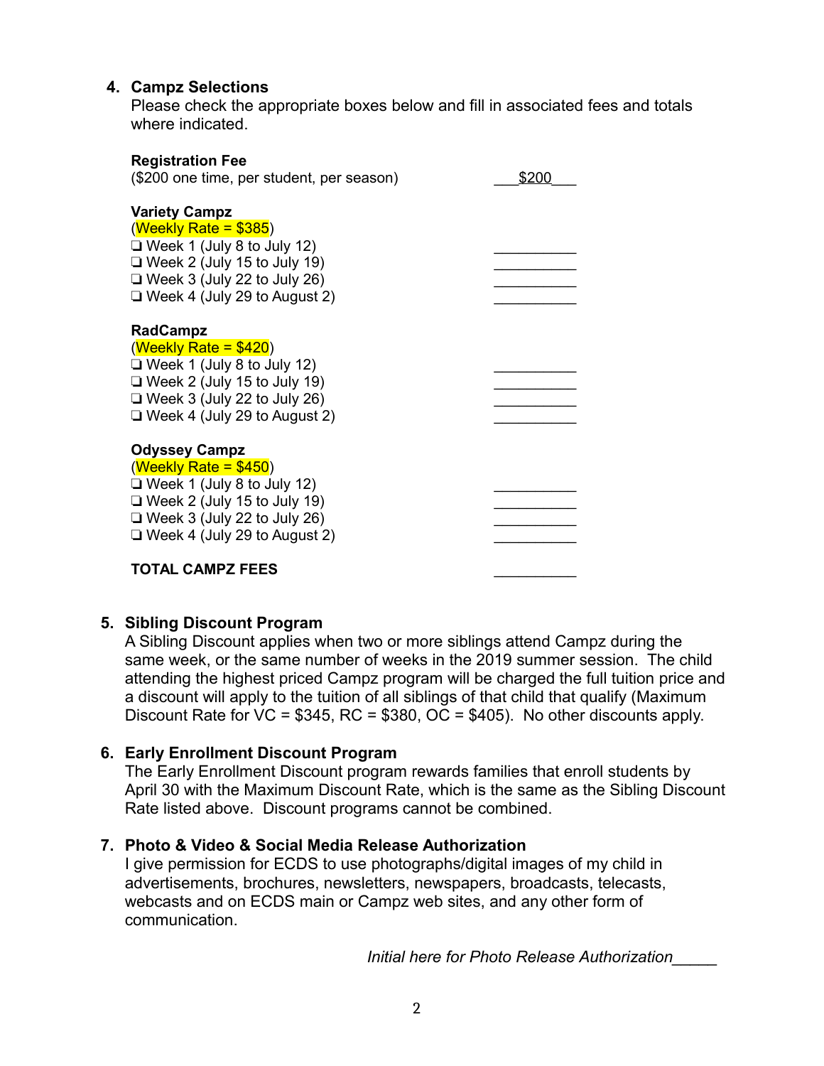4. **Campz Selections**

Please check the appropriate boxes below and fill in associated fees and totals where indicated.

**Registration Fee**
($200 one time, per student, per season) ___$200___

**Variety Campz**
(Weekly Rate = $385)

- ❑ Week 1 (July 8 to July 12) __________
- ❑ Week 2 (July 15 to July 19) __________
- ❑ Week 3 (July 22 to July 26) __________
- ❑ Week 4 (July 29 to August 2) __________

**RadCampz**
(Weekly Rate = $420)

- ❑ Week 1 (July 8 to July 12) __________
- ❑ Week 2 (July 15 to July 19) __________
- ❑ Week 3 (July 22 to July 26) __________
- ❑ Week 4 (July 29 to August 2) __________

**Odyssey Campz**
(Weekly Rate = $450)

- ❑ Week 1 (July 8 to July 12) __________
- ❑ Week 2 (July 15 to July 19) __________
- ❑ Week 3 (July 22 to July 26) __________
- ❑ Week 4 (July 29 to August 2) __________

**TOTAL CAMPZ FEES** __________

5. **Sibling Discount Program**

A Sibling Discount applies when two or more siblings attend Campz during the same week, or the same number of weeks in the 2019 summer session. The child attending the highest priced Campz program will be charged the full tuition price and a discount will apply to the tuition of all siblings of that child that qualify (Maximum Discount Rate for VC = $345, RC = $380, OC = $405). No other discounts apply.

6. **Early Enrollment Discount Program**

The Early Enrollment Discount program rewards families that enroll students by April 30 with the Maximum Discount Rate, which is the same as the Sibling Discount Rate listed above. Discount programs cannot be combined.

7. **Photo & Video & Social Media Release Authorization**

I give permission for ECDS to use photographs/digital images of my child in advertisements, brochures, newsletters, newspapers, broadcasts, telecasts, webcasts and on ECDS main or Campz web sites, and any other form of communication.

*Initial here for Photo Release Authorization*_____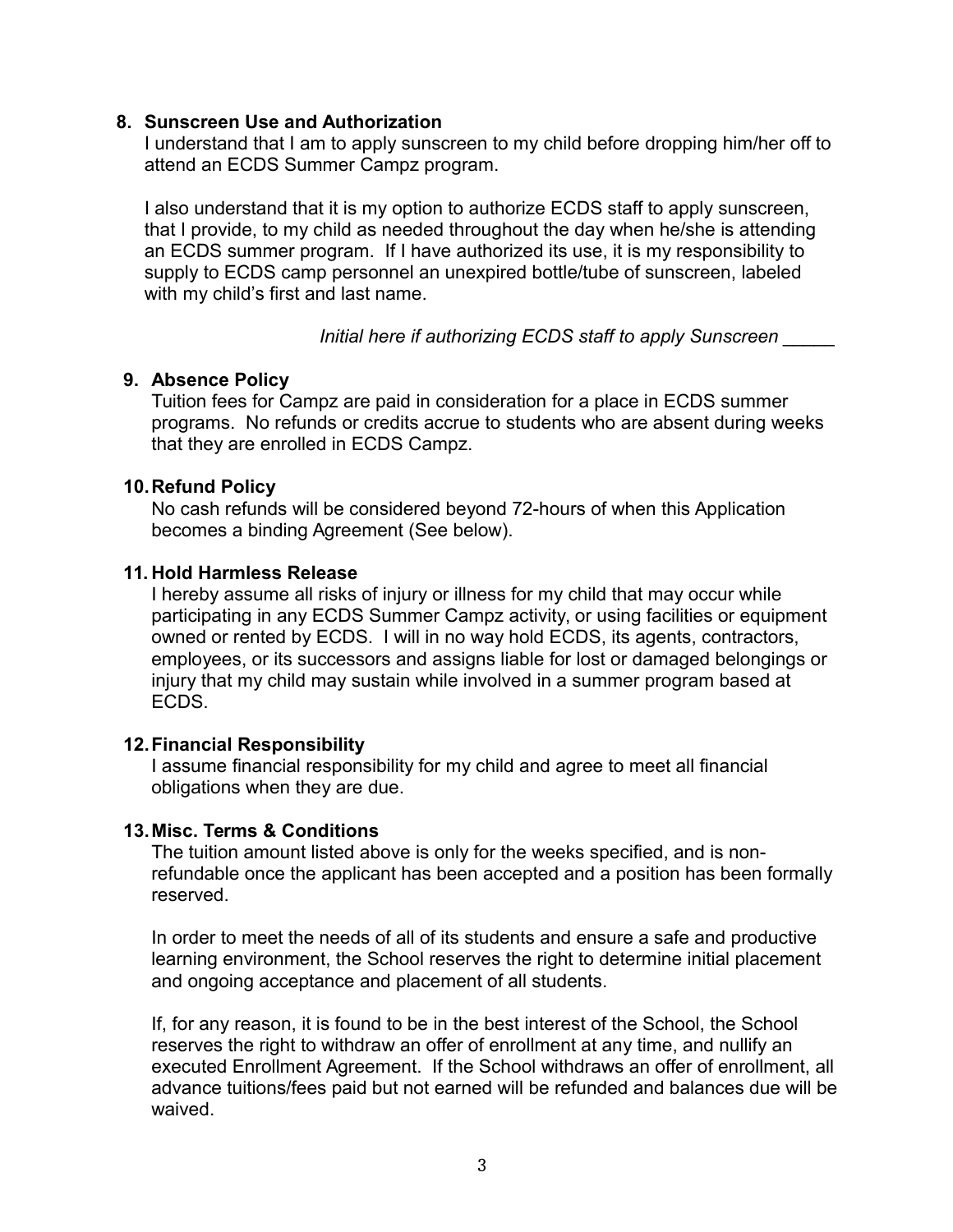8. **Sunscreen Use and Authorization**

   I understand that I am to apply sunscreen to my child before dropping him/her off to attend an ECDS Summer Campz program.

   I also understand that it is my option to authorize ECDS staff to apply sunscreen, that I provide, to my child as needed throughout the day when he/she is attending an ECDS summer program. If I have authorized its use, it is my responsibility to supply to ECDS camp personnel an unexpired bottle/tube of sunscreen, labeled with my child's first and last name.

   *Initial here if authorizing ECDS staff to apply Sunscreen* _____

9. **Absence Policy**

   Tuition fees for Campz are paid in consideration for a place in ECDS summer programs. No refunds or credits accrue to students who are absent during weeks that they are enrolled in ECDS Campz.

10. **Refund Policy**

    No cash refunds will be considered beyond 72-hours of when this Application becomes a binding Agreement (See below).

11. **Hold Harmless Release**

    I hereby assume all risks of injury or illness for my child that may occur while participating in any ECDS Summer Campz activity, or using facilities or equipment owned or rented by ECDS. I will in no way hold ECDS, its agents, contractors, employees, or its successors and assigns liable for lost or damaged belongings or injury that my child may sustain while involved in a summer program based at ECDS.

12. **Financial Responsibility**

    I assume financial responsibility for my child and agree to meet all financial obligations when they are due.

13. **Misc. Terms & Conditions**

    The tuition amount listed above is only for the weeks specified, and is non-refundable once the applicant has been accepted and a position has been formally reserved.

    In order to meet the needs of all of its students and ensure a safe and productive learning environment, the School reserves the right to determine initial placement and ongoing acceptance and placement of all students.

    If, for any reason, it is found to be in the best interest of the School, the School reserves the right to withdraw an offer of enrollment at any time, and nullify an executed Enrollment Agreement. If the School withdraws an offer of enrollment, all advance tuitions/fees paid but not earned will be refunded and balances due will be waived.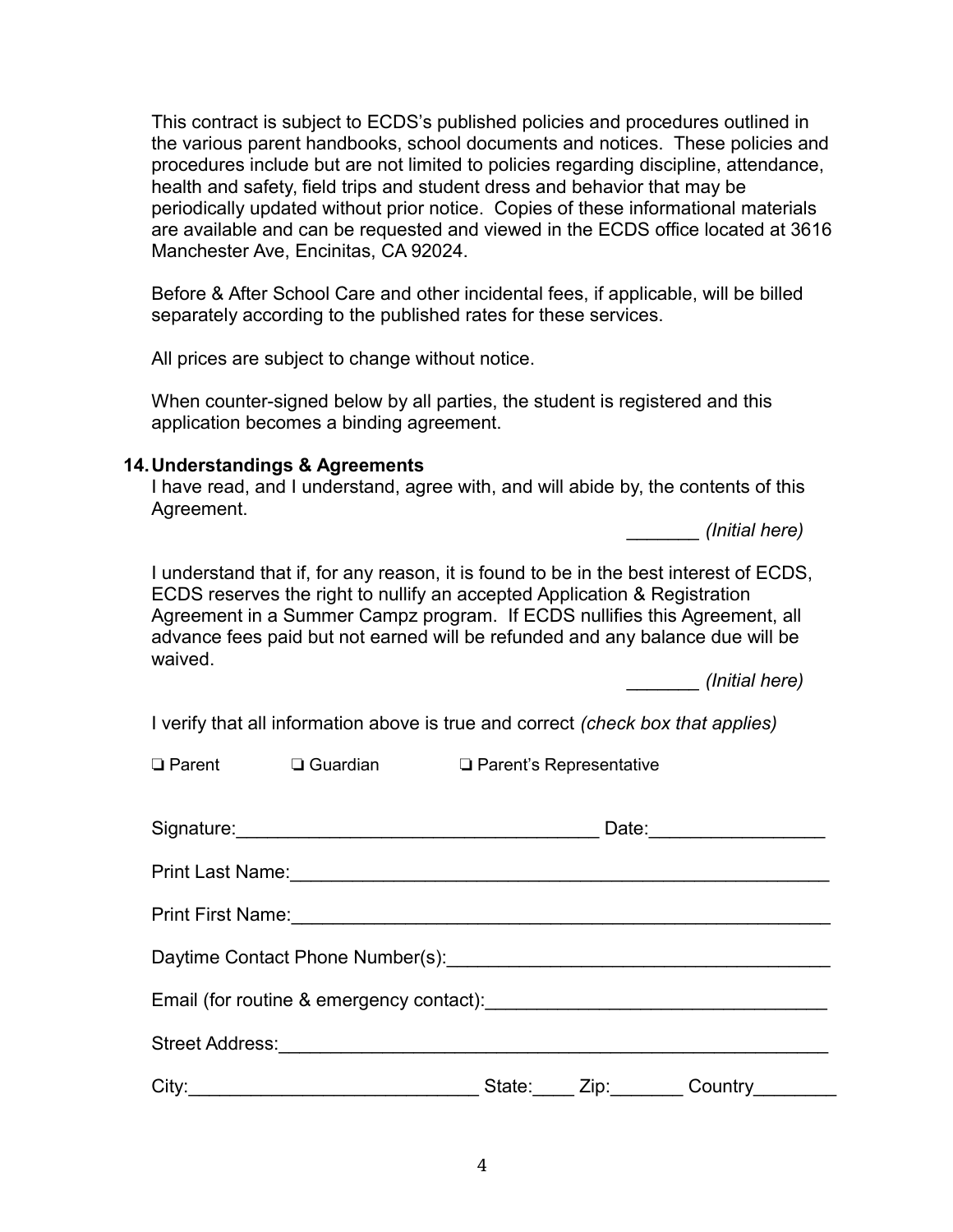This contract is subject to ECDS's published policies and procedures outlined in the various parent handbooks, school documents and notices. These policies and procedures include but are not limited to policies regarding discipline, attendance, health and safety, field trips and student dress and behavior that may be periodically updated without prior notice. Copies of these informational materials are available and can be requested and viewed in the ECDS office located at 3616 Manchester Ave, Encinitas, CA 92024.

Before & After School Care and other incidental fees, if applicable, will be billed separately according to the published rates for these services.

All prices are subject to change without notice.

When counter-signed below by all parties, the student is registered and this application becomes a binding agreement.

**14. Understandings & Agreements**

I have read, and I understand, agree with, and will abide by, the contents of this Agreement.

_______ *(Initial here)*

I understand that if, for any reason, it is found to be in the best interest of ECDS, ECDS reserves the right to nullify an accepted Application & Registration Agreement in a Summer Campz program. If ECDS nullifies this Agreement, all advance fees paid but not earned will be refunded and any balance due will be waived.

_______ *(Initial here)*

I verify that all information above is true and correct *(check box that applies)*

❏ Parent ❏ Guardian ❏ Parent's Representative

Signature:___________________________________ Date:_________________

Print Last Name:_____________________________________________________

Print First Name:_____________________________________________________

Daytime Contact Phone Number(s):_____________________________________

Email (for routine & emergency contact):_________________________________

Street Address:_______________________________________________________

City:____________________________ State:____ Zip:_______ Country________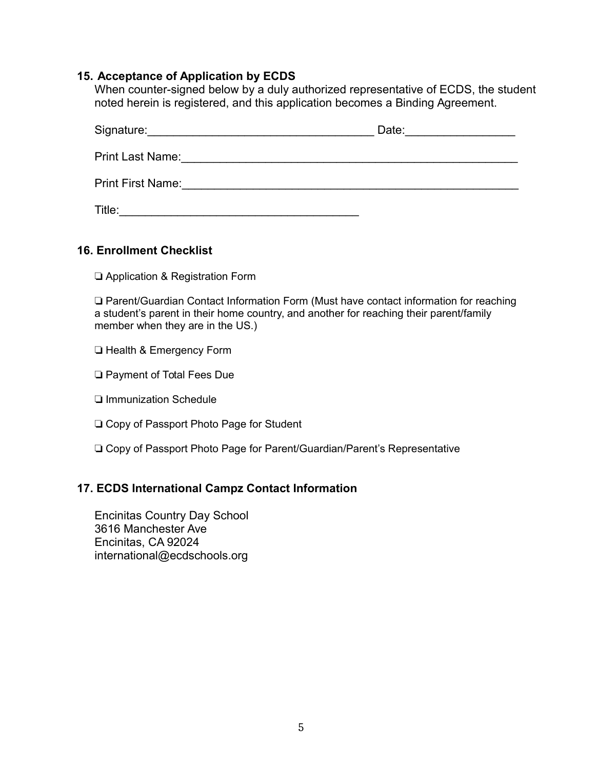**15. Acceptance of Application by ECDS**

When counter-signed below by a duly authorized representative of ECDS, the student noted herein is registered, and this application becomes a Binding Agreement.

Signature:\_\_\_\_\_\_\_\_\_\_\_\_\_\_\_\_\_\_\_\_\_\_\_\_\_\_\_\_\_\_\_\_\_\_\_ Date:\_\_\_\_\_\_\_\_\_\_\_\_\_\_\_\_\_

Print Last Name:\_\_\_\_\_\_\_\_\_\_\_\_\_\_\_\_\_\_\_\_\_\_\_\_\_\_\_\_\_\_\_\_\_\_\_\_\_\_\_\_\_\_\_\_\_\_\_\_\_\_\_\_

Print First Name:\_\_\_\_\_\_\_\_\_\_\_\_\_\_\_\_\_\_\_\_\_\_\_\_\_\_\_\_\_\_\_\_\_\_\_\_\_\_\_\_\_\_\_\_\_\_\_\_\_\_\_\_

Title:\_\_\_\_\_\_\_\_\_\_\_\_\_\_\_\_\_\_\_\_\_\_\_\_\_\_\_\_\_\_\_\_\_\_\_\_\_\_

**16. Enrollment Checklist**

❏ Application & Registration Form

❏ Parent/Guardian Contact Information Form (Must have contact information for reaching a student's parent in their home country, and another for reaching their parent/family member when they are in the US.)

❏ Health & Emergency Form

❏ Payment of Total Fees Due

❏ Immunization Schedule

❏ Copy of Passport Photo Page for Student

❏ Copy of Passport Photo Page for Parent/Guardian/Parent's Representative

**17. ECDS International Campz Contact Information**

Encinitas Country Day School
3616 Manchester Ave
Encinitas, CA 92024
international@ecdschools.org